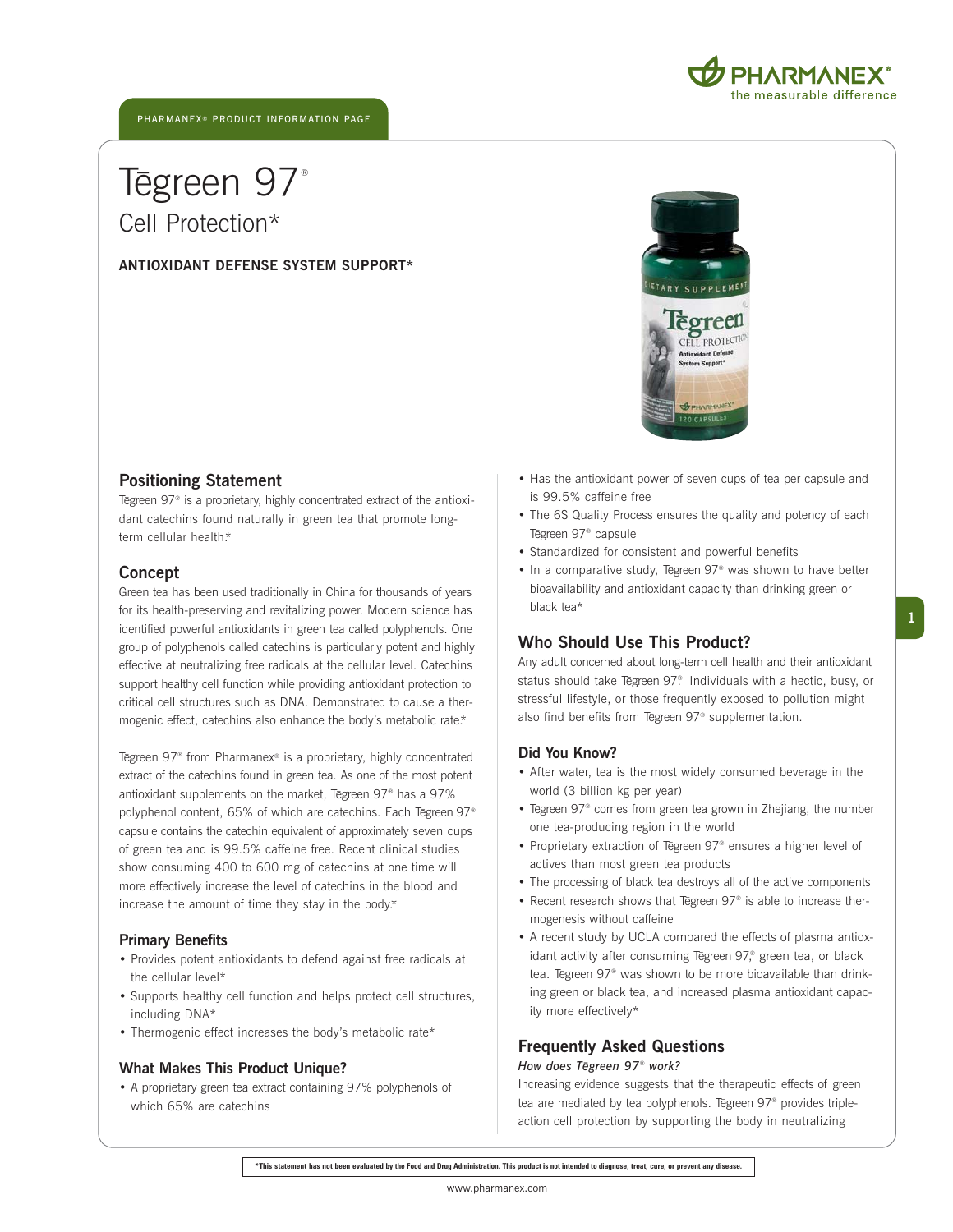PHARMANEX® PRODUCT INFORMATION PAGE

# Tēgreen 97®

## Cell Protection*

**ANTIOXIDANT DEFENSE SYSTEM SUPPORT***

### Positioning Statement

Tēgreen 97® is a proprietary, highly concentrated extract of the antioxidant catechins found naturally in green tea that promote long-term cellular health.*

### Concept

Green tea has been used traditionally in China for thousands of years for its health-preserving and revitalizing power. Modern science has identified powerful antioxidants in green tea called polyphenols. One group of polyphenols called catechins is particularly potent and highly effective at neutralizing free radicals at the cellular level. Catechins support healthy cell function while providing antioxidant protection to critical cell structures such as DNA. Demonstrated to cause a thermogenic effect, catechins also enhance the body's metabolic rate.*

Tēgreen 97® from Pharmanex® is a proprietary, highly concentrated extract of the catechins found in green tea. As one of the most potent antioxidant supplements on the market, Tēgreen 97® has a 97% polyphenol content, 65% of which are catechins. Each Tēgreen 97® capsule contains the catechin equivalent of approximately seven cups of green tea and is 99.5% caffeine free. Recent clinical studies show consuming 400 to 600 mg of catechins at one time will more effectively increase the level of catechins in the blood and increase the amount of time they stay in the body.*

### Primary Benefits

- Provides potent antioxidants to defend against free radicals at the cellular level*
- Supports healthy cell function and helps protect cell structures, including DNA*
- Thermogenic effect increases the body's metabolic rate*

### What Makes This Product Unique?

- A proprietary green tea extract containing 97% polyphenols of which 65% are catechins
- Has the antioxidant power of seven cups of tea per capsule and is 99.5% caffeine free
- The 6S Quality Process ensures the quality and potency of each Tēgreen 97® capsule
- Standardized for consistent and powerful benefits
- In a comparative study, Tēgreen 97® was shown to have better bioavailability and antioxidant capacity than drinking green or black tea*

### Who Should Use This Product?

Any adult concerned about long-term cell health and their antioxidant status should take Tēgreen 97®. Individuals with a hectic, busy, or stressful lifestyle, or those frequently exposed to pollution might also find benefits from Tēgreen 97® supplementation.

### Did You Know?

- After water, tea is the most widely consumed beverage in the world (3 billion kg per year)
- Tēgreen 97® comes from green tea grown in Zhejiang, the number one tea-producing region in the world
- Proprietary extraction of Tēgreen 97® ensures a higher level of actives than most green tea products
- The processing of black tea destroys all of the active components
- Recent research shows that Tēgreen 97® is able to increase thermogenesis without caffeine
- A recent study by UCLA compared the effects of plasma antioxidant activity after consuming Tēgreen 97®, green tea, or black tea. Tēgreen 97® was shown to be more bioavailable than drinking green or black tea, and increased plasma antioxidant capacity more effectively*

### Frequently Asked Questions

*How does Tēgreen 97® work?*

Increasing evidence suggests that the therapeutic effects of green tea are mediated by tea polyphenols. Tēgreen 97® provides triple-action cell protection by supporting the body in neutralizing

**\*This statement has not been evaluated by the Food and Drug Administration. This product is not intended to diagnose, treat, cure, or prevent any disease.**

www.pharmanex.com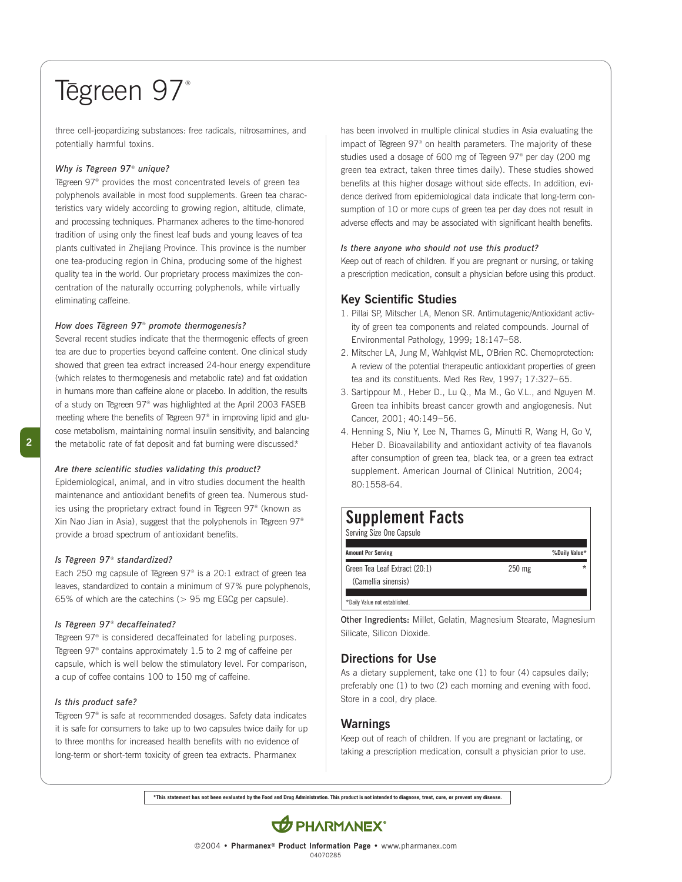# Tēgreen 97®

three cell-jeopardizing substances: free radicals, nitrosamines, and potentially harmful toxins.

*Why is Tēgreen 97® unique?*

Tēgreen 97® provides the most concentrated levels of green tea polyphenols available in most food supplements. Green tea characteristics vary widely according to growing region, altitude, climate, and processing techniques. Pharmanex adheres to the time-honored tradition of using only the finest leaf buds and young leaves of tea plants cultivated in Zhejiang Province. This province is the number one tea-producing region in China, producing some of the highest quality tea in the world. Our proprietary process maximizes the concentration of the naturally occurring polyphenols, while virtually eliminating caffeine.

*How does Tēgreen 97® promote thermogenesis?*

Several recent studies indicate that the thermogenic effects of green tea are due to properties beyond caffeine content. One clinical study showed that green tea extract increased 24-hour energy expenditure (which relates to thermogenesis and metabolic rate) and fat oxidation in humans more than caffeine alone or placebo. In addition, the results of a study on Tēgreen 97® was highlighted at the April 2003 FASEB meeting where the benefits of Tēgreen 97® in improving lipid and glucose metabolism, maintaining normal insulin sensitivity, and balancing the metabolic rate of fat deposit and fat burning were discussed.*

*Are there scientific studies validating this product?*

Epidemiological, animal, and in vitro studies document the health maintenance and antioxidant benefits of green tea. Numerous studies using the proprietary extract found in Tēgreen 97® (known as Xin Nao Jian in Asia), suggest that the polyphenols in Tēgreen 97® provide a broad spectrum of antioxidant benefits.

*Is Tēgreen 97® standardized?*

Each 250 mg capsule of Tēgreen 97® is a 20:1 extract of green tea leaves, standardized to contain a minimum of 97% pure polyphenols, 65% of which are the catechins (> 95 mg EGCg per capsule).

*Is Tēgreen 97® decaffeinated?*

Tēgreen 97® is considered decaffeinated for labeling purposes. Tēgreen 97® contains approximately 1.5 to 2 mg of caffeine per capsule, which is well below the stimulatory level. For comparison, a cup of coffee contains 100 to 150 mg of caffeine.

*Is this product safe?*

Tēgreen 97® is safe at recommended dosages. Safety data indicates it is safe for consumers to take up to two capsules twice daily for up to three months for increased health benefits with no evidence of long-term or short-term toxicity of green tea extracts. Pharmanex has been involved in multiple clinical studies in Asia evaluating the impact of Tēgreen 97® on health parameters. The majority of these studies used a dosage of 600 mg of Tēgreen 97® per day (200 mg green tea extract, taken three times daily). These studies showed benefits at this higher dosage without side effects. In addition, evidence derived from epidemiological data indicate that long-term consumption of 10 or more cups of green tea per day does not result in adverse effects and may be associated with significant health benefits.

*Is there anyone who should not use this product?*

Keep out of reach of children. If you are pregnant or nursing, or taking a prescription medication, consult a physician before using this product.

## Key Scientific Studies

1. Pillai SP, Mitscher LA, Menon SR. Antimutagenic/Antioxidant activity of green tea components and related compounds. Journal of Environmental Pathology, 1999; 18:147–58.
2. Mitscher LA, Jung M, Wahlqvist ML, O'Brien RC. Chemoprotection: A review of the potential therapeutic antioxidant properties of green tea and its constituents. Med Res Rev, 1997; 17:327–65.
3. Sartippour M., Heber D., Lu Q., Ma M., Go V.L., and Nguyen M. Green tea inhibits breast cancer growth and angiogenesis. Nut Cancer, 2001; 40:149–56.
4. Henning S, Niu Y, Lee N, Thames G, Minutti R, Wang H, Go V, Heber D. Bioavailability and antioxidant activity of tea flavanols after consumption of green tea, black tea, or a green tea extract supplement. American Journal of Clinical Nutrition, 2004; 80:1558-64.

## Supplement Facts

Serving Size One Capsule

| Amount Per Serving | | %Daily Value* |
|---|---|---|
| Green Tea Leaf Extract (20:1) (Camellia sinensis) | 250 mg | * |

*Daily Value not established.

**Other Ingredients:** Millet, Gelatin, Magnesium Stearate, Magnesium Silicate, Silicon Dioxide.

## Directions for Use

As a dietary supplement, take one (1) to four (4) capsules daily; preferably one (1) to two (2) each morning and evening with food. Store in a cool, dry place.

## Warnings

Keep out of reach of children. If you are pregnant or lactating, or taking a prescription medication, consult a physician prior to use.

**\*This statement has not been evaluated by the Food and Drug Administration. This product is not intended to diagnose, treat, cure, or prevent any disease.**

PHARMANEX®

©2004 • **Pharmanex® Product Information Page** • www.pharmanex.com

04070285